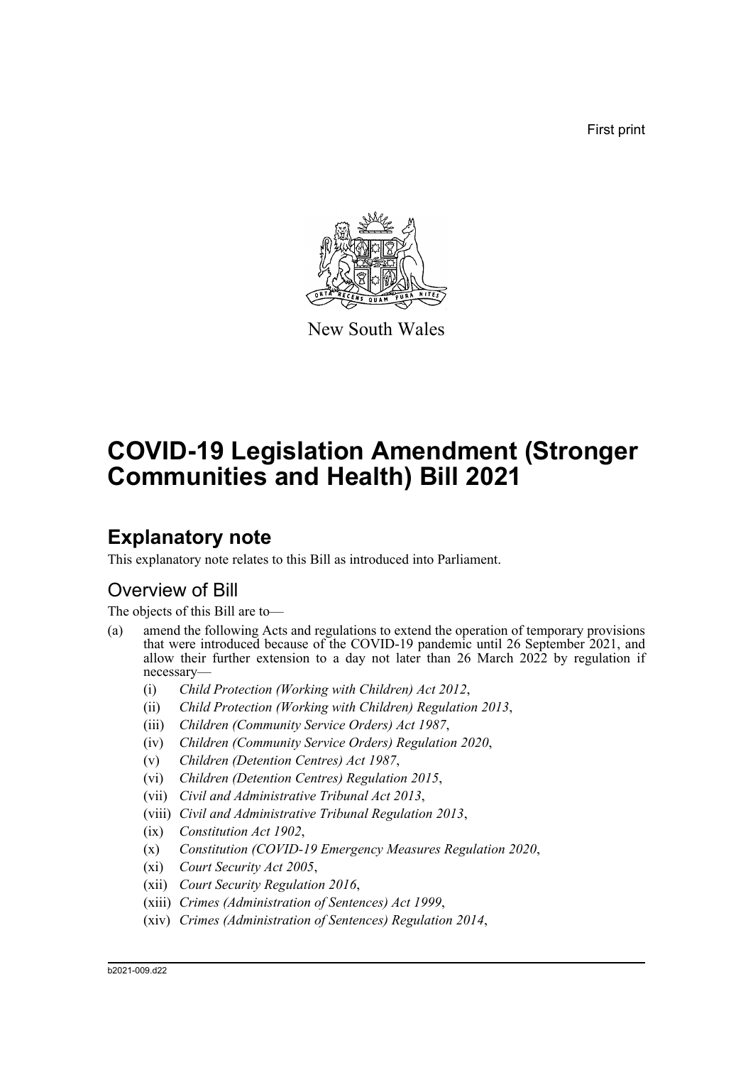First print

New South Wales

# COVID-19 Legislation Amendment (Stronger Communities and Health) Bill 2021

## Explanatory note

This explanatory note relates to this Bill as introduced into Parliament.

### Overview of Bill

The objects of this Bill are to—

(a) amend the following Acts and regulations to extend the operation of temporary provisions that were introduced because of the COVID-19 pandemic until 26 September 2021, and allow their further extension to a day not later than 26 March 2022 by regulation if necessary—

  (i) *Child Protection (Working with Children) Act 2012*,
  (ii) *Child Protection (Working with Children) Regulation 2013*,
  (iii) *Children (Community Service Orders) Act 1987*,
  (iv) *Children (Community Service Orders) Regulation 2020*,
  (v) *Children (Detention Centres) Act 1987*,
  (vi) *Children (Detention Centres) Regulation 2015*,
  (vii) *Civil and Administrative Tribunal Act 2013*,
  (viii) *Civil and Administrative Tribunal Regulation 2013*,
  (ix) *Constitution Act 1902*,
  (x) *Constitution (COVID-19 Emergency Measures Regulation 2020*,
  (xi) *Court Security Act 2005*,
  (xii) *Court Security Regulation 2016*,
  (xiii) *Crimes (Administration of Sentences) Act 1999*,
  (xiv) *Crimes (Administration of Sentences) Regulation 2014*,

b2021-009.d22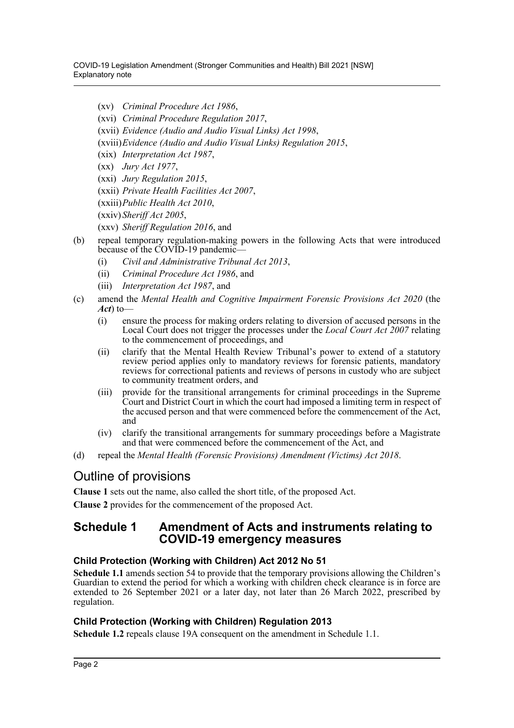(xv) *Criminal Procedure Act 1986*,

(xvi) *Criminal Procedure Regulation 2017*,

(xvii) *Evidence (Audio and Audio Visual Links) Act 1998*,

(xviii) *Evidence (Audio and Audio Visual Links) Regulation 2015*,

(xix) *Interpretation Act 1987*,

(xx) *Jury Act 1977*,

(xxi) *Jury Regulation 2015*,

(xxii) *Private Health Facilities Act 2007*,

(xxiii) *Public Health Act 2010*,

(xxiv) *Sheriff Act 2005*,

(xxv) *Sheriff Regulation 2016*, and

(b) repeal temporary regulation-making powers in the following Acts that were introduced because of the COVID-19 pandemic—

(i) *Civil and Administrative Tribunal Act 2013*,

(ii) *Criminal Procedure Act 1986*, and

(iii) *Interpretation Act 1987*, and

(c) amend the *Mental Health and Cognitive Impairment Forensic Provisions Act 2020* (the ***Act***) to—

(i) ensure the process for making orders relating to diversion of accused persons in the Local Court does not trigger the processes under the *Local Court Act 2007* relating to the commencement of proceedings, and

(ii) clarify that the Mental Health Review Tribunal's power to extend of a statutory review period applies only to mandatory reviews for forensic patients, mandatory reviews for correctional patients and reviews of persons in custody who are subject to community treatment orders, and

(iii) provide for the transitional arrangements for criminal proceedings in the Supreme Court and District Court in which the court had imposed a limiting term in respect of the accused person and that were commenced before the commencement of the Act, and

(iv) clarify the transitional arrangements for summary proceedings before a Magistrate and that were commenced before the commencement of the Act, and

(d) repeal the *Mental Health (Forensic Provisions) Amendment (Victims) Act 2018*.

## Outline of provisions

**Clause 1** sets out the name, also called the short title, of the proposed Act.

**Clause 2** provides for the commencement of the proposed Act.

## Schedule 1 Amendment of Acts and instruments relating to COVID-19 emergency measures

### Child Protection (Working with Children) Act 2012 No 51

**Schedule 1.1** amends section 54 to provide that the temporary provisions allowing the Children's Guardian to extend the period for which a working with children check clearance is in force are extended to 26 September 2021 or a later day, not later than 26 March 2022, prescribed by regulation.

### Child Protection (Working with Children) Regulation 2013

**Schedule 1.2** repeals clause 19A consequent on the amendment in Schedule 1.1.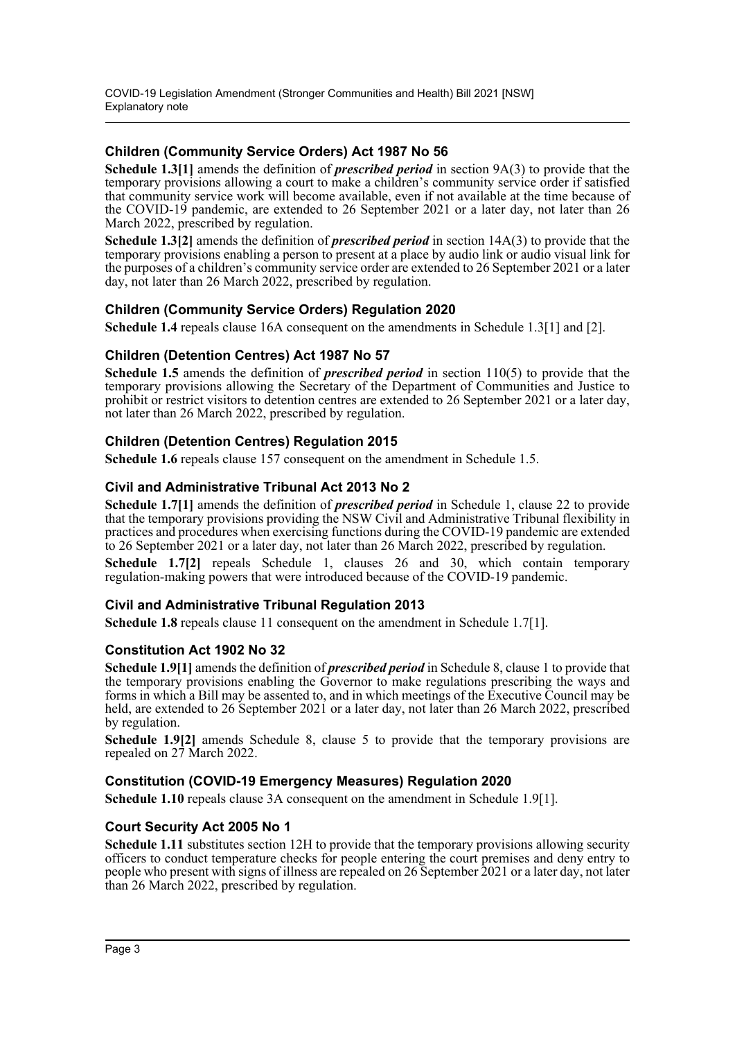### Children (Community Service Orders) Act 1987 No 56

**Schedule 1.3[1]** amends the definition of ***prescribed period*** in section 9A(3) to provide that the temporary provisions allowing a court to make a children's community service order if satisfied that community service work will become available, even if not available at the time because of the COVID-19 pandemic, are extended to 26 September 2021 or a later day, not later than 26 March 2022, prescribed by regulation.

**Schedule 1.3[2]** amends the definition of ***prescribed period*** in section 14A(3) to provide that the temporary provisions enabling a person to present at a place by audio link or audio visual link for the purposes of a children's community service order are extended to 26 September 2021 or a later day, not later than 26 March 2022, prescribed by regulation.

### Children (Community Service Orders) Regulation 2020

**Schedule 1.4** repeals clause 16A consequent on the amendments in Schedule 1.3[1] and [2].

### Children (Detention Centres) Act 1987 No 57

**Schedule 1.5** amends the definition of ***prescribed period*** in section 110(5) to provide that the temporary provisions allowing the Secretary of the Department of Communities and Justice to prohibit or restrict visitors to detention centres are extended to 26 September 2021 or a later day, not later than 26 March 2022, prescribed by regulation.

### Children (Detention Centres) Regulation 2015

**Schedule 1.6** repeals clause 157 consequent on the amendment in Schedule 1.5.

### Civil and Administrative Tribunal Act 2013 No 2

**Schedule 1.7[1]** amends the definition of ***prescribed period*** in Schedule 1, clause 22 to provide that the temporary provisions providing the NSW Civil and Administrative Tribunal flexibility in practices and procedures when exercising functions during the COVID-19 pandemic are extended to 26 September 2021 or a later day, not later than 26 March 2022, prescribed by regulation.

**Schedule 1.7[2]** repeals Schedule 1, clauses 26 and 30, which contain temporary regulation-making powers that were introduced because of the COVID-19 pandemic.

### Civil and Administrative Tribunal Regulation 2013

**Schedule 1.8** repeals clause 11 consequent on the amendment in Schedule 1.7[1].

### Constitution Act 1902 No 32

**Schedule 1.9[1]** amends the definition of ***prescribed period*** in Schedule 8, clause 1 to provide that the temporary provisions enabling the Governor to make regulations prescribing the ways and forms in which a Bill may be assented to, and in which meetings of the Executive Council may be held, are extended to 26 September 2021 or a later day, not later than 26 March 2022, prescribed by regulation.

**Schedule 1.9[2]** amends Schedule 8, clause 5 to provide that the temporary provisions are repealed on 27 March 2022.

### Constitution (COVID-19 Emergency Measures) Regulation 2020

**Schedule 1.10** repeals clause 3A consequent on the amendment in Schedule 1.9[1].

### Court Security Act 2005 No 1

**Schedule 1.11** substitutes section 12H to provide that the temporary provisions allowing security officers to conduct temperature checks for people entering the court premises and deny entry to people who present with signs of illness are repealed on 26 September 2021 or a later day, not later than 26 March 2022, prescribed by regulation.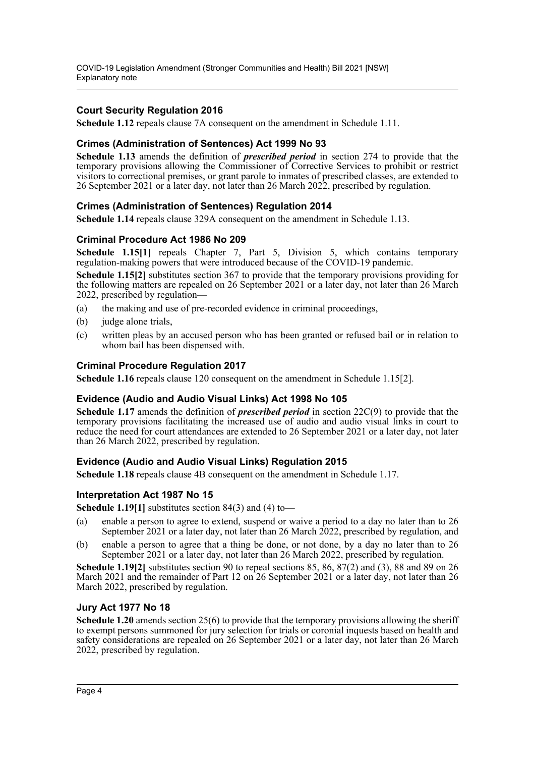### Court Security Regulation 2016

**Schedule 1.12** repeals clause 7A consequent on the amendment in Schedule 1.11.

### Crimes (Administration of Sentences) Act 1999 No 93

**Schedule 1.13** amends the definition of ***prescribed period*** in section 274 to provide that the temporary provisions allowing the Commissioner of Corrective Services to prohibit or restrict visitors to correctional premises, or grant parole to inmates of prescribed classes, are extended to 26 September 2021 or a later day, not later than 26 March 2022, prescribed by regulation.

### Crimes (Administration of Sentences) Regulation 2014

**Schedule 1.14** repeals clause 329A consequent on the amendment in Schedule 1.13.

### Criminal Procedure Act 1986 No 209

**Schedule 1.15[1]** repeals Chapter 7, Part 5, Division 5, which contains temporary regulation-making powers that were introduced because of the COVID-19 pandemic.

**Schedule 1.15[2]** substitutes section 367 to provide that the temporary provisions providing for the following matters are repealed on 26 September 2021 or a later day, not later than 26 March 2022, prescribed by regulation—

(a) the making and use of pre-recorded evidence in criminal proceedings,

(b) judge alone trials,

(c) written pleas by an accused person who has been granted or refused bail or in relation to whom bail has been dispensed with.

### Criminal Procedure Regulation 2017

**Schedule 1.16** repeals clause 120 consequent on the amendment in Schedule 1.15[2].

### Evidence (Audio and Audio Visual Links) Act 1998 No 105

**Schedule 1.17** amends the definition of ***prescribed period*** in section 22C(9) to provide that the temporary provisions facilitating the increased use of audio and audio visual links in court to reduce the need for court attendances are extended to 26 September 2021 or a later day, not later than 26 March 2022, prescribed by regulation.

### Evidence (Audio and Audio Visual Links) Regulation 2015

**Schedule 1.18** repeals clause 4B consequent on the amendment in Schedule 1.17.

### Interpretation Act 1987 No 15

**Schedule 1.19[1]** substitutes section 84(3) and (4) to—

(a) enable a person to agree to extend, suspend or waive a period to a day no later than to 26 September 2021 or a later day, not later than 26 March 2022, prescribed by regulation, and

(b) enable a person to agree that a thing be done, or not done, by a day no later than to 26 September 2021 or a later day, not later than 26 March 2022, prescribed by regulation.

**Schedule 1.19[2]** substitutes section 90 to repeal sections 85, 86, 87(2) and (3), 88 and 89 on 26 March 2021 and the remainder of Part 12 on 26 September 2021 or a later day, not later than 26 March 2022, prescribed by regulation.

### Jury Act 1977 No 18

**Schedule 1.20** amends section 25(6) to provide that the temporary provisions allowing the sheriff to exempt persons summoned for jury selection for trials or coronial inquests based on health and safety considerations are repealed on 26 September 2021 or a later day, not later than 26 March 2022, prescribed by regulation.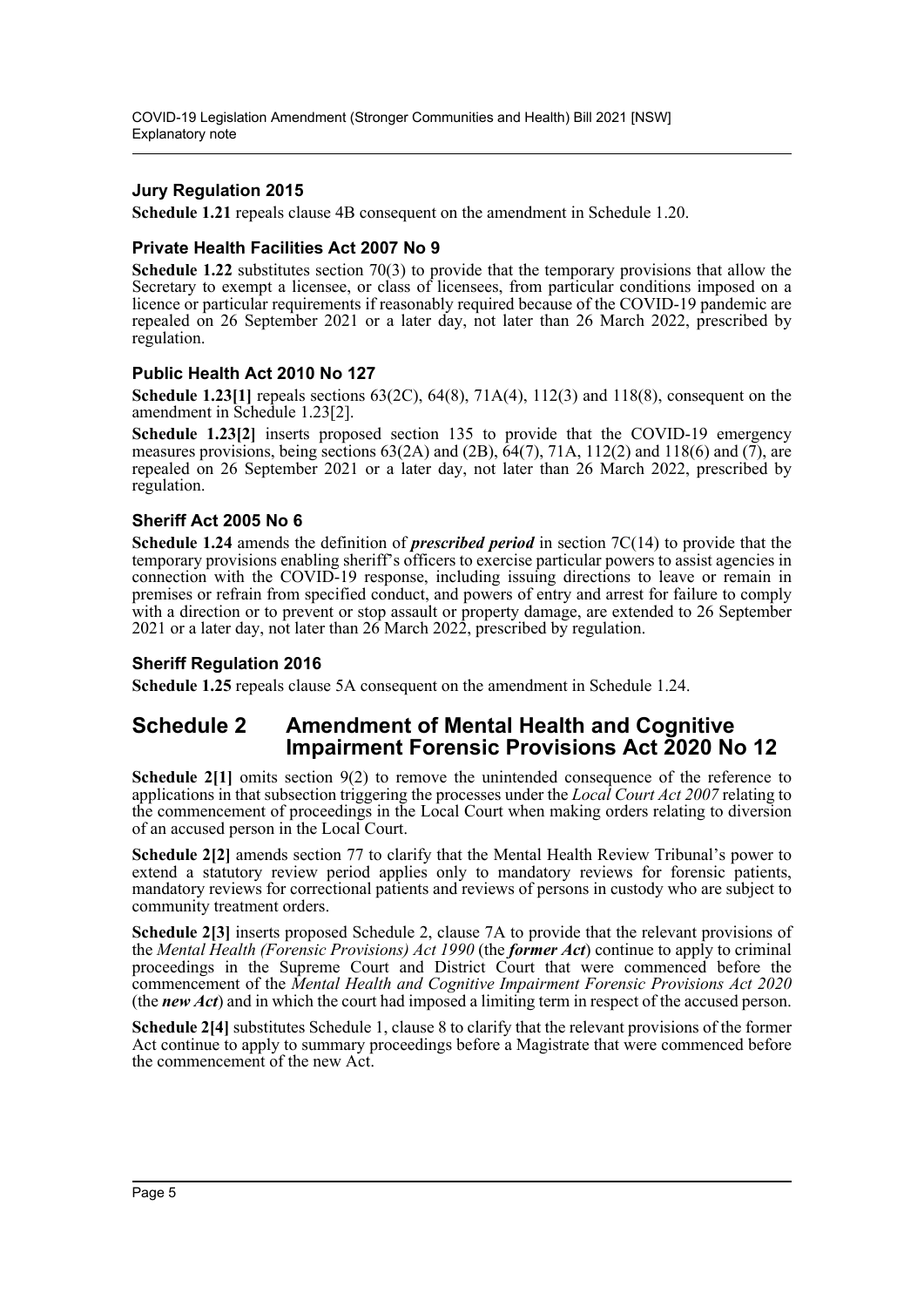### Jury Regulation 2015

**Schedule 1.21** repeals clause 4B consequent on the amendment in Schedule 1.20.

### Private Health Facilities Act 2007 No 9

**Schedule 1.22** substitutes section 70(3) to provide that the temporary provisions that allow the Secretary to exempt a licensee, or class of licensees, from particular conditions imposed on a licence or particular requirements if reasonably required because of the COVID-19 pandemic are repealed on 26 September 2021 or a later day, not later than 26 March 2022, prescribed by regulation.

### Public Health Act 2010 No 127

**Schedule 1.23[1]** repeals sections 63(2C), 64(8), 71A(4), 112(3) and 118(8), consequent on the amendment in Schedule 1.23[2].

**Schedule 1.23[2]** inserts proposed section 135 to provide that the COVID-19 emergency measures provisions, being sections 63(2A) and (2B), 64(7), 71A, 112(2) and 118(6) and (7), are repealed on 26 September 2021 or a later day, not later than 26 March 2022, prescribed by regulation.

### Sheriff Act 2005 No 6

**Schedule 1.24** amends the definition of ***prescribed period*** in section 7C(14) to provide that the temporary provisions enabling sheriff's officers to exercise particular powers to assist agencies in connection with the COVID-19 response, including issuing directions to leave or remain in premises or refrain from specified conduct, and powers of entry and arrest for failure to comply with a direction or to prevent or stop assault or property damage, are extended to 26 September 2021 or a later day, not later than 26 March 2022, prescribed by regulation.

### Sheriff Regulation 2016

**Schedule 1.25** repeals clause 5A consequent on the amendment in Schedule 1.24.

## Schedule 2 Amendment of Mental Health and Cognitive Impairment Forensic Provisions Act 2020 No 12

**Schedule 2[1]** omits section 9(2) to remove the unintended consequence of the reference to applications in that subsection triggering the processes under the *Local Court Act 2007* relating to the commencement of proceedings in the Local Court when making orders relating to diversion of an accused person in the Local Court.

**Schedule 2[2]** amends section 77 to clarify that the Mental Health Review Tribunal's power to extend a statutory review period applies only to mandatory reviews for forensic patients, mandatory reviews for correctional patients and reviews of persons in custody who are subject to community treatment orders.

**Schedule 2[3]** inserts proposed Schedule 2, clause 7A to provide that the relevant provisions of the *Mental Health (Forensic Provisions) Act 1990* (the ***former Act***) continue to apply to criminal proceedings in the Supreme Court and District Court that were commenced before the commencement of the *Mental Health and Cognitive Impairment Forensic Provisions Act 2020* (the ***new Act***) and in which the court had imposed a limiting term in respect of the accused person.

**Schedule 2[4]** substitutes Schedule 1, clause 8 to clarify that the relevant provisions of the former Act continue to apply to summary proceedings before a Magistrate that were commenced before the commencement of the new Act.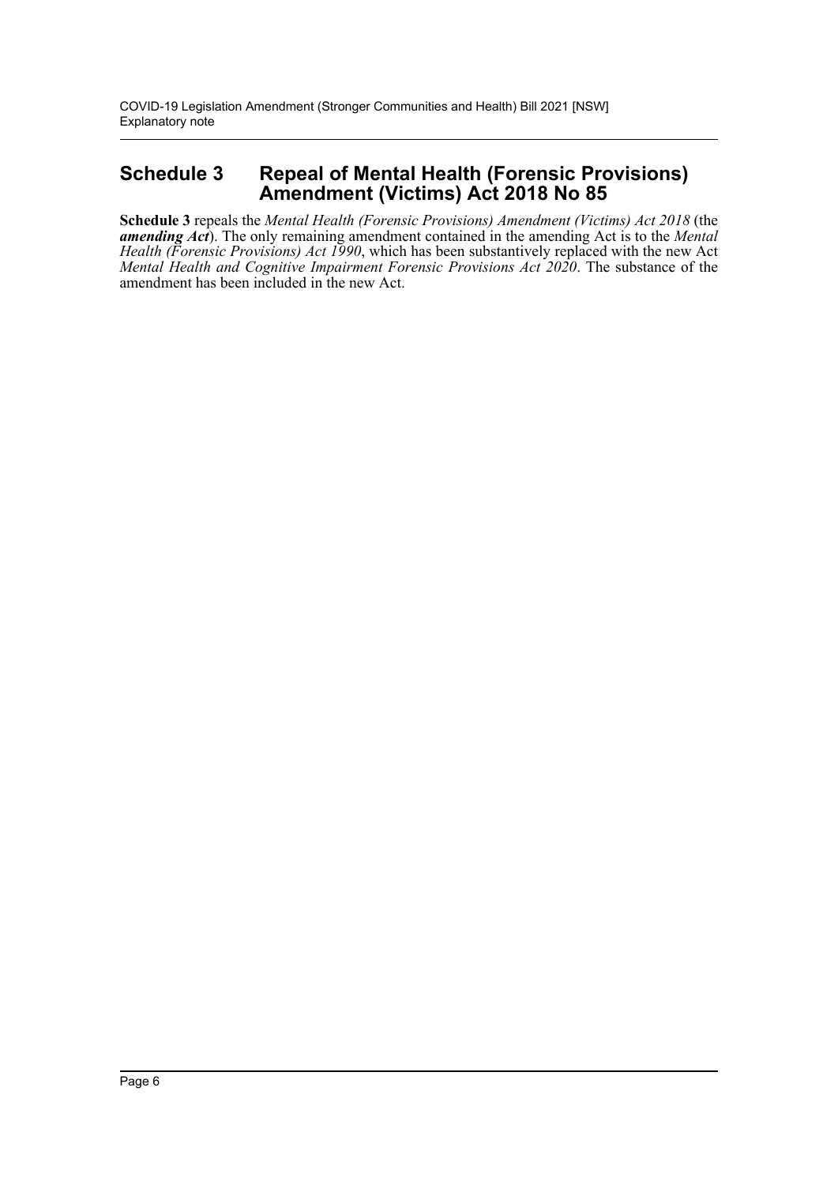## Schedule 3 Repeal of Mental Health (Forensic Provisions) Amendment (Victims) Act 2018 No 85

**Schedule 3** repeals the *Mental Health (Forensic Provisions) Amendment (Victims) Act 2018* (the ***amending Act***). The only remaining amendment contained in the amending Act is to the *Mental Health (Forensic Provisions) Act 1990*, which has been substantively replaced with the new Act *Mental Health and Cognitive Impairment Forensic Provisions Act 2020*. The substance of the amendment has been included in the new Act.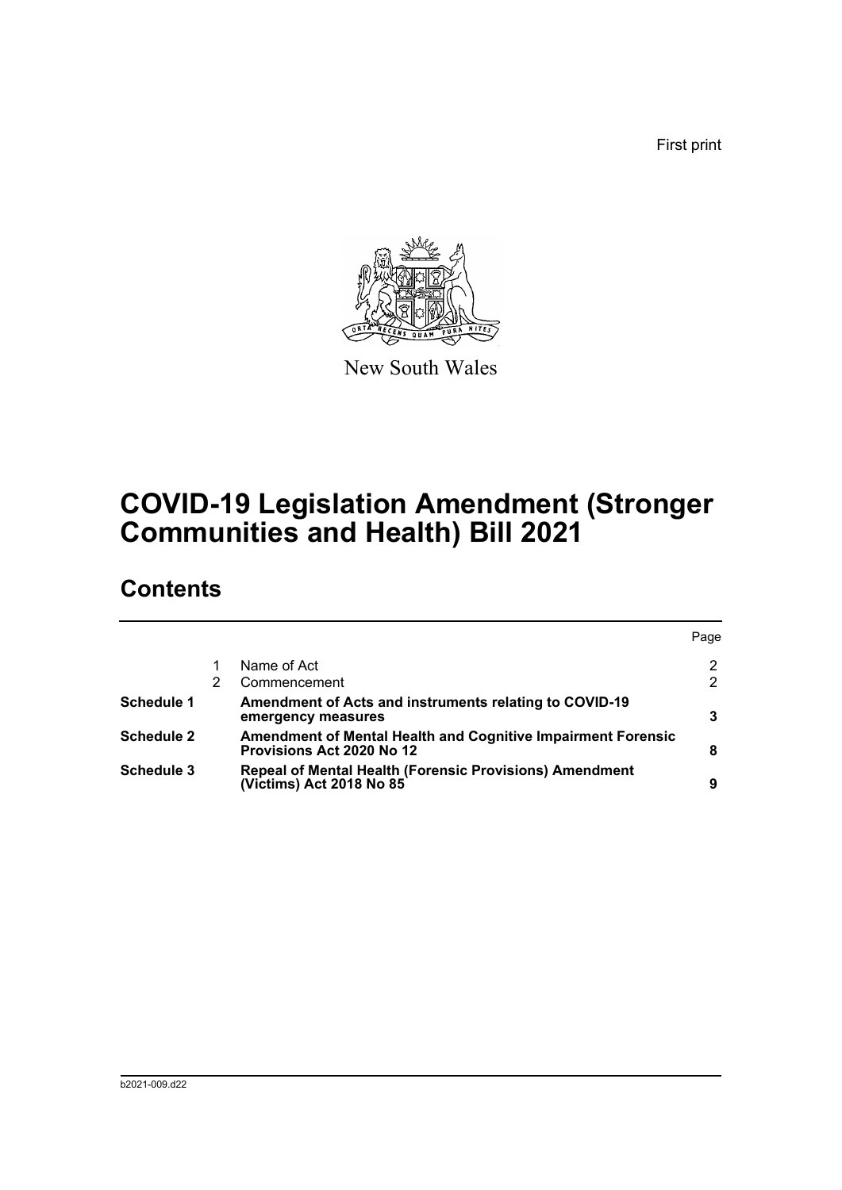First print

New South Wales

# COVID-19 Legislation Amendment (Stronger Communities and Health) Bill 2021

## Contents

| | | | Page |
|---|---|---|---|
| | 1 | Name of Act | 2 |
| | 2 | Commencement | 2 |
| **Schedule 1** | | **Amendment of Acts and instruments relating to COVID-19 emergency measures** | **3** |
| **Schedule 2** | | **Amendment of Mental Health and Cognitive Impairment Forensic Provisions Act 2020 No 12** | **8** |
| **Schedule 3** | | **Repeal of Mental Health (Forensic Provisions) Amendment (Victims) Act 2018 No 85** | **9** |

b2021-009.d22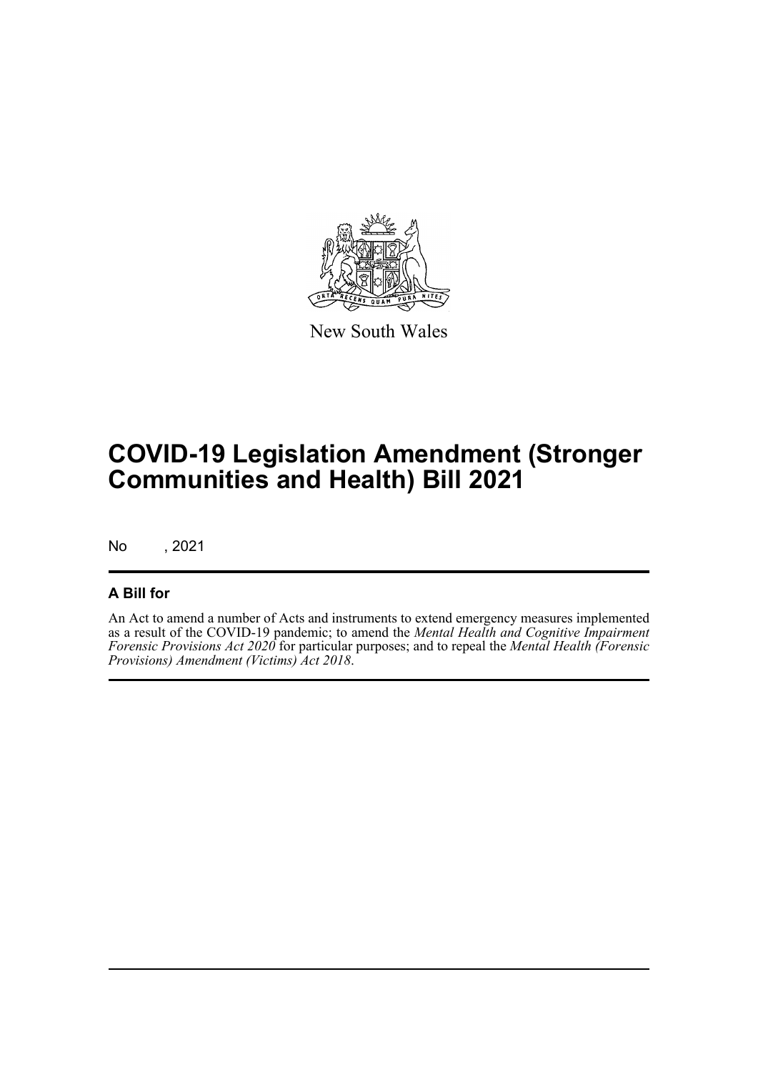New South Wales

# COVID-19 Legislation Amendment (Stronger Communities and Health) Bill 2021

No , 2021

## A Bill for

An Act to amend a number of Acts and instruments to extend emergency measures implemented as a result of the COVID-19 pandemic; to amend the *Mental Health and Cognitive Impairment Forensic Provisions Act 2020* for particular purposes; and to repeal the *Mental Health (Forensic Provisions) Amendment (Victims) Act 2018*.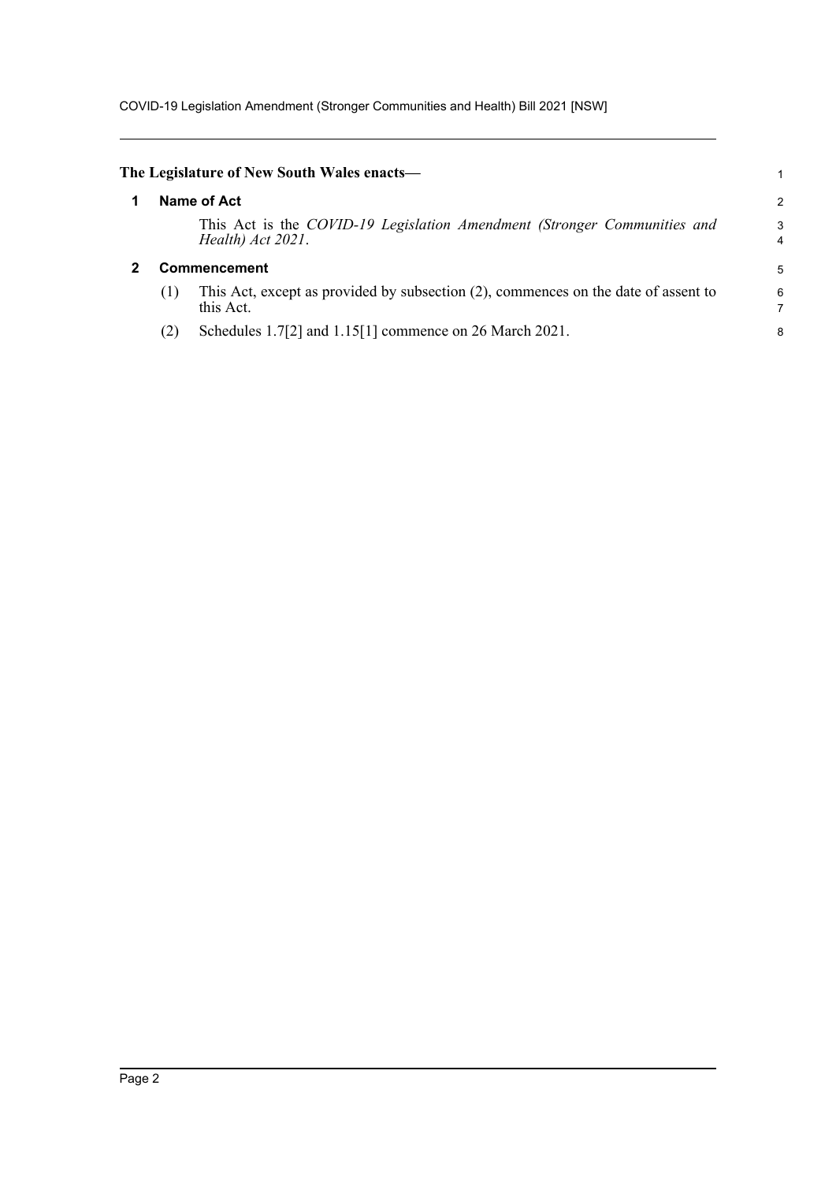**The Legislature of New South Wales enacts—**

## 1 Name of Act

This Act is the *COVID-19 Legislation Amendment (Stronger Communities and Health) Act 2021*.

## 2 Commencement

(1) This Act, except as provided by subsection (2), commences on the date of assent to this Act.

(2) Schedules 1.7[2] and 1.15[1] commence on 26 March 2021.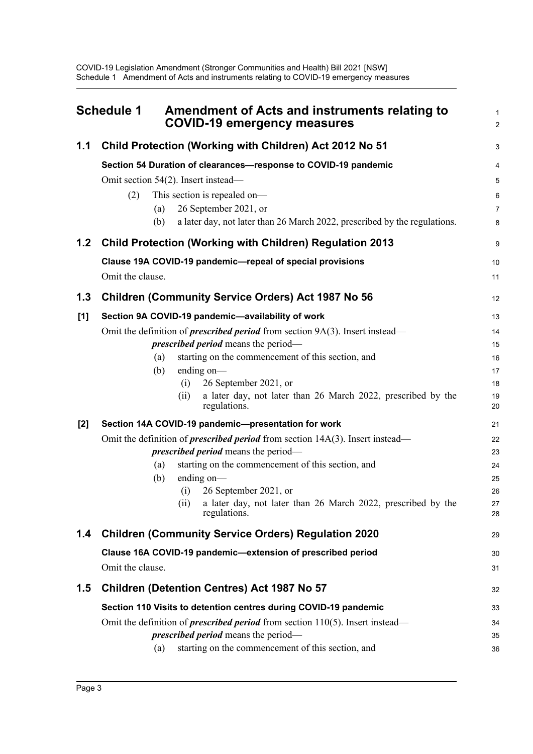## Schedule 1 Amendment of Acts and instruments relating to COVID-19 emergency measures

### 1.1 Child Protection (Working with Children) Act 2012 No 51

**Section 54 Duration of clearances—response to COVID-19 pandemic**

Omit section 54(2). Insert instead—

(2) This section is repealed on—

(a) 26 September 2021, or

(b) a later day, not later than 26 March 2022, prescribed by the regulations.

### 1.2 Child Protection (Working with Children) Regulation 2013

**Clause 19A COVID-19 pandemic—repeal of special provisions**

Omit the clause.

### 1.3 Children (Community Service Orders) Act 1987 No 56

**[1] Section 9A COVID-19 pandemic—availability of work**

Omit the definition of ***prescribed period*** from section 9A(3). Insert instead—

***prescribed period*** means the period—

(a) starting on the commencement of this section, and

(b) ending on—

(i) 26 September 2021, or

(ii) a later day, not later than 26 March 2022, prescribed by the regulations.

**[2] Section 14A COVID-19 pandemic—presentation for work**

Omit the definition of ***prescribed period*** from section 14A(3). Insert instead—

***prescribed period*** means the period—

(a) starting on the commencement of this section, and

(b) ending on—

(i) 26 September 2021, or

(ii) a later day, not later than 26 March 2022, prescribed by the regulations.

### 1.4 Children (Community Service Orders) Regulation 2020

**Clause 16A COVID-19 pandemic—extension of prescribed period**

Omit the clause.

### 1.5 Children (Detention Centres) Act 1987 No 57

**Section 110 Visits to detention centres during COVID-19 pandemic**

Omit the definition of ***prescribed period*** from section 110(5). Insert instead—

***prescribed period*** means the period—

(a) starting on the commencement of this section, and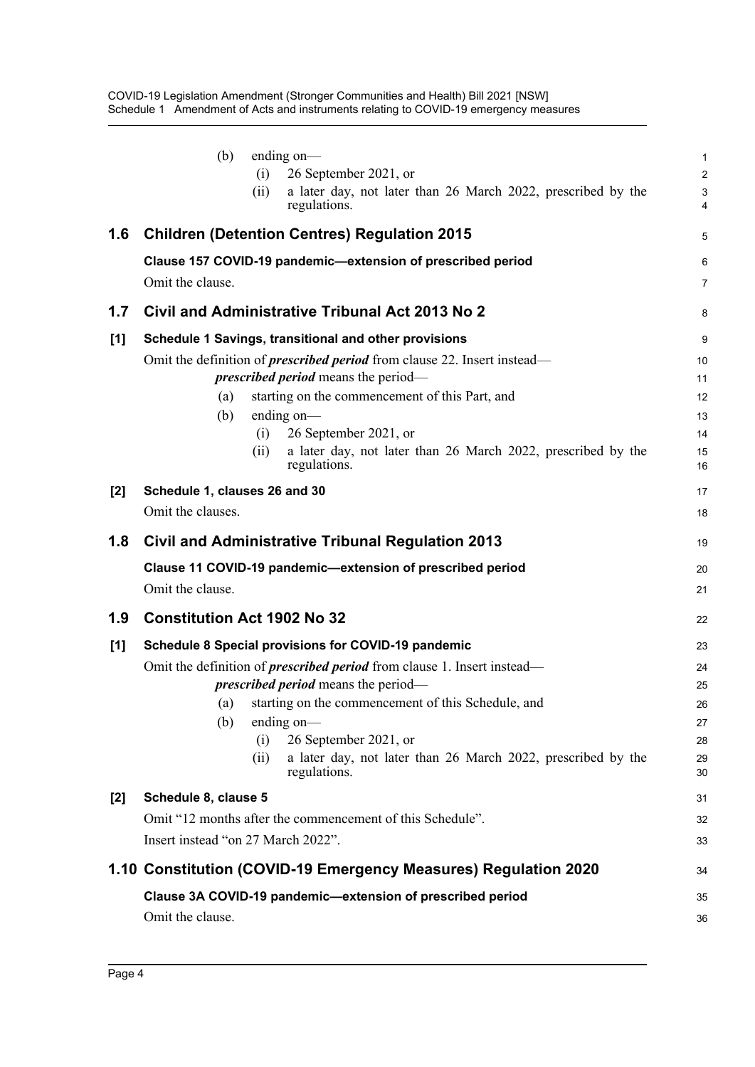(b) ending on—

(i) 26 September 2021, or

(ii) a later day, not later than 26 March 2022, prescribed by the regulations.

## 1.6 Children (Detention Centres) Regulation 2015

**Clause 157 COVID-19 pandemic—extension of prescribed period**

Omit the clause.

## 1.7 Civil and Administrative Tribunal Act 2013 No 2

**[1] Schedule 1 Savings, transitional and other provisions**

Omit the definition of ***prescribed period*** from clause 22. Insert instead—

***prescribed period*** means the period—

(a) starting on the commencement of this Part, and

(b) ending on—

(i) 26 September 2021, or

(ii) a later day, not later than 26 March 2022, prescribed by the regulations.

**[2] Schedule 1, clauses 26 and 30**

Omit the clauses.

## 1.8 Civil and Administrative Tribunal Regulation 2013

**Clause 11 COVID-19 pandemic—extension of prescribed period**

Omit the clause.

## 1.9 Constitution Act 1902 No 32

**[1] Schedule 8 Special provisions for COVID-19 pandemic**

Omit the definition of ***prescribed period*** from clause 1. Insert instead—

***prescribed period*** means the period—

(a) starting on the commencement of this Schedule, and

(b) ending on—

(i) 26 September 2021, or

(ii) a later day, not later than 26 March 2022, prescribed by the regulations.

**[2] Schedule 8, clause 5**

Omit "12 months after the commencement of this Schedule".

Insert instead "on 27 March 2022".

## 1.10 Constitution (COVID-19 Emergency Measures) Regulation 2020

**Clause 3A COVID-19 pandemic—extension of prescribed period**

Omit the clause.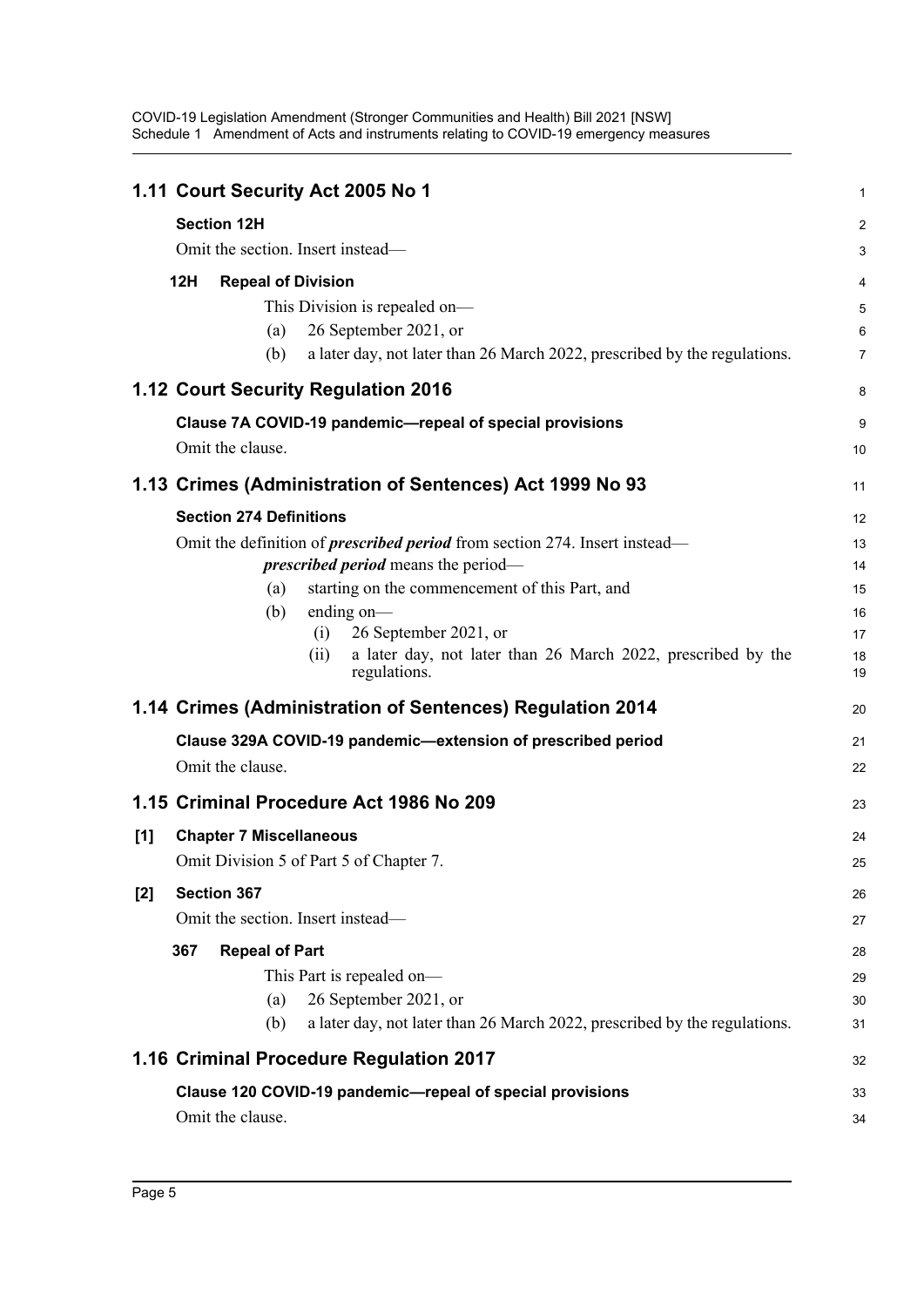## 1.11 Court Security Act 2005 No 1

**Section 12H**

Omit the section. Insert instead—

**12H Repeal of Division**

This Division is repealed on—

(a) 26 September 2021, or

(b) a later day, not later than 26 March 2022, prescribed by the regulations.

## 1.12 Court Security Regulation 2016

**Clause 7A COVID-19 pandemic—repeal of special provisions**

Omit the clause.

## 1.13 Crimes (Administration of Sentences) Act 1999 No 93

**Section 274 Definitions**

Omit the definition of ***prescribed period*** from section 274. Insert instead—

***prescribed period*** means the period—

(a) starting on the commencement of this Part, and

(b) ending on—

(i) 26 September 2021, or

(ii) a later day, not later than 26 March 2022, prescribed by the regulations.

## 1.14 Crimes (Administration of Sentences) Regulation 2014

**Clause 329A COVID-19 pandemic—extension of prescribed period**

Omit the clause.

## 1.15 Criminal Procedure Act 1986 No 209

**[1] Chapter 7 Miscellaneous**

Omit Division 5 of Part 5 of Chapter 7.

**[2] Section 367**

Omit the section. Insert instead—

**367 Repeal of Part**

This Part is repealed on—

(a) 26 September 2021, or

(b) a later day, not later than 26 March 2022, prescribed by the regulations.

## 1.16 Criminal Procedure Regulation 2017

**Clause 120 COVID-19 pandemic—repeal of special provisions**

Omit the clause.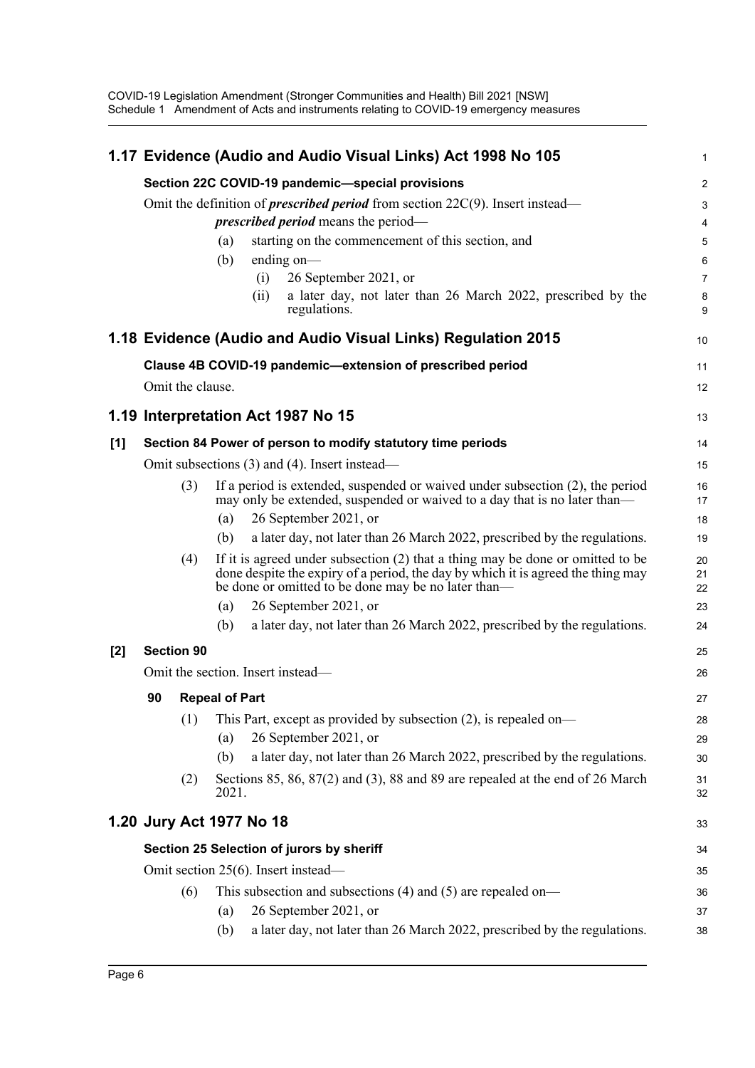## 1.17 Evidence (Audio and Audio Visual Links) Act 1998 No 105

### Section 22C COVID-19 pandemic—special provisions

Omit the definition of ***prescribed period*** from section 22C(9). Insert instead—

> ***prescribed period*** means the period—
>
> (a) starting on the commencement of this section, and
>
> (b) ending on—
>
> (i) 26 September 2021, or
>
> (ii) a later day, not later than 26 March 2022, prescribed by the regulations.

## 1.18 Evidence (Audio and Audio Visual Links) Regulation 2015

### Clause 4B COVID-19 pandemic—extension of prescribed period

Omit the clause.

## 1.19 Interpretation Act 1987 No 15

### [1] Section 84 Power of person to modify statutory time periods

Omit subsections (3) and (4). Insert instead—

> (3) If a period is extended, suspended or waived under subsection (2), the period may only be extended, suspended or waived to a day that is no later than—
>
> (a) 26 September 2021, or
>
> (b) a later day, not later than 26 March 2022, prescribed by the regulations.
>
> (4) If it is agreed under subsection (2) that a thing may be done or omitted to be done despite the expiry of a period, the day by which it is agreed the thing may be done or omitted to be done may be no later than—
>
> (a) 26 September 2021, or
>
> (b) a later day, not later than 26 March 2022, prescribed by the regulations.

### [2] Section 90

Omit the section. Insert instead—

> **90 Repeal of Part**
>
> (1) This Part, except as provided by subsection (2), is repealed on—
>
> (a) 26 September 2021, or
>
> (b) a later day, not later than 26 March 2022, prescribed by the regulations.
>
> (2) Sections 85, 86, 87(2) and (3), 88 and 89 are repealed at the end of 26 March 2021.

## 1.20 Jury Act 1977 No 18

### Section 25 Selection of jurors by sheriff

Omit section 25(6). Insert instead—

> (6) This subsection and subsections (4) and (5) are repealed on—
>
> (a) 26 September 2021, or
>
> (b) a later day, not later than 26 March 2022, prescribed by the regulations.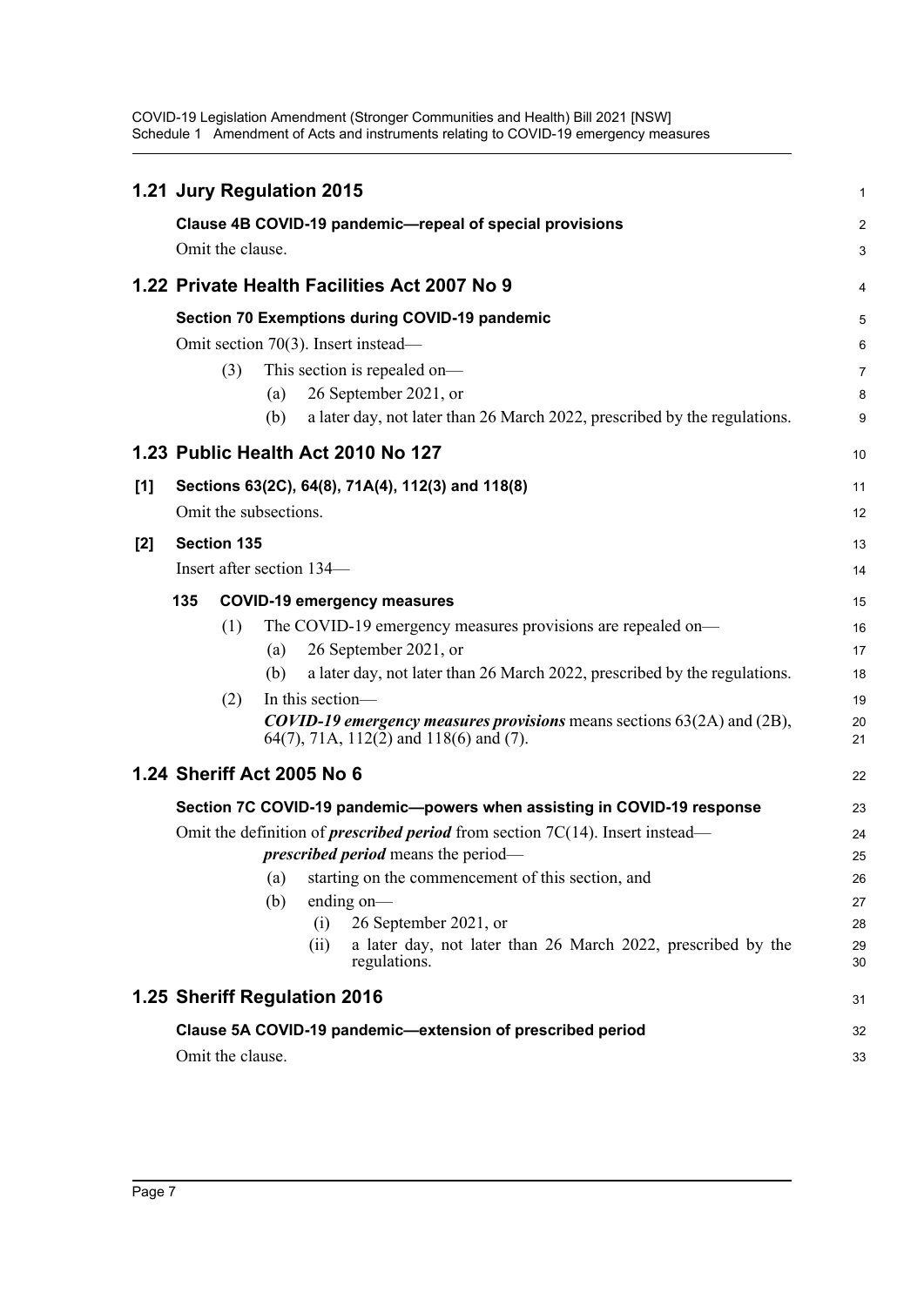## 1.21 Jury Regulation 2015

**Clause 4B COVID-19 pandemic—repeal of special provisions**

Omit the clause.

## 1.22 Private Health Facilities Act 2007 No 9

**Section 70 Exemptions during COVID-19 pandemic**

Omit section 70(3). Insert instead—

(3) This section is repealed on—

(a) 26 September 2021, or

(b) a later day, not later than 26 March 2022, prescribed by the regulations.

## 1.23 Public Health Act 2010 No 127

**[1] Sections 63(2C), 64(8), 71A(4), 112(3) and 118(8)**

Omit the subsections.

**[2] Section 135**

Insert after section 134—

**135 COVID-19 emergency measures**

(1) The COVID-19 emergency measures provisions are repealed on—

(a) 26 September 2021, or

(b) a later day, not later than 26 March 2022, prescribed by the regulations.

(2) In this section—

***COVID-19 emergency measures provisions*** means sections 63(2A) and (2B), 64(7), 71A, 112(2) and 118(6) and (7).

## 1.24 Sheriff Act 2005 No 6

**Section 7C COVID-19 pandemic—powers when assisting in COVID-19 response**

Omit the definition of ***prescribed period*** from section 7C(14). Insert instead—

***prescribed period*** means the period—

(a) starting on the commencement of this section, and

(b) ending on—

(i) 26 September 2021, or

(ii) a later day, not later than 26 March 2022, prescribed by the regulations.

## 1.25 Sheriff Regulation 2016

**Clause 5A COVID-19 pandemic—extension of prescribed period**

Omit the clause.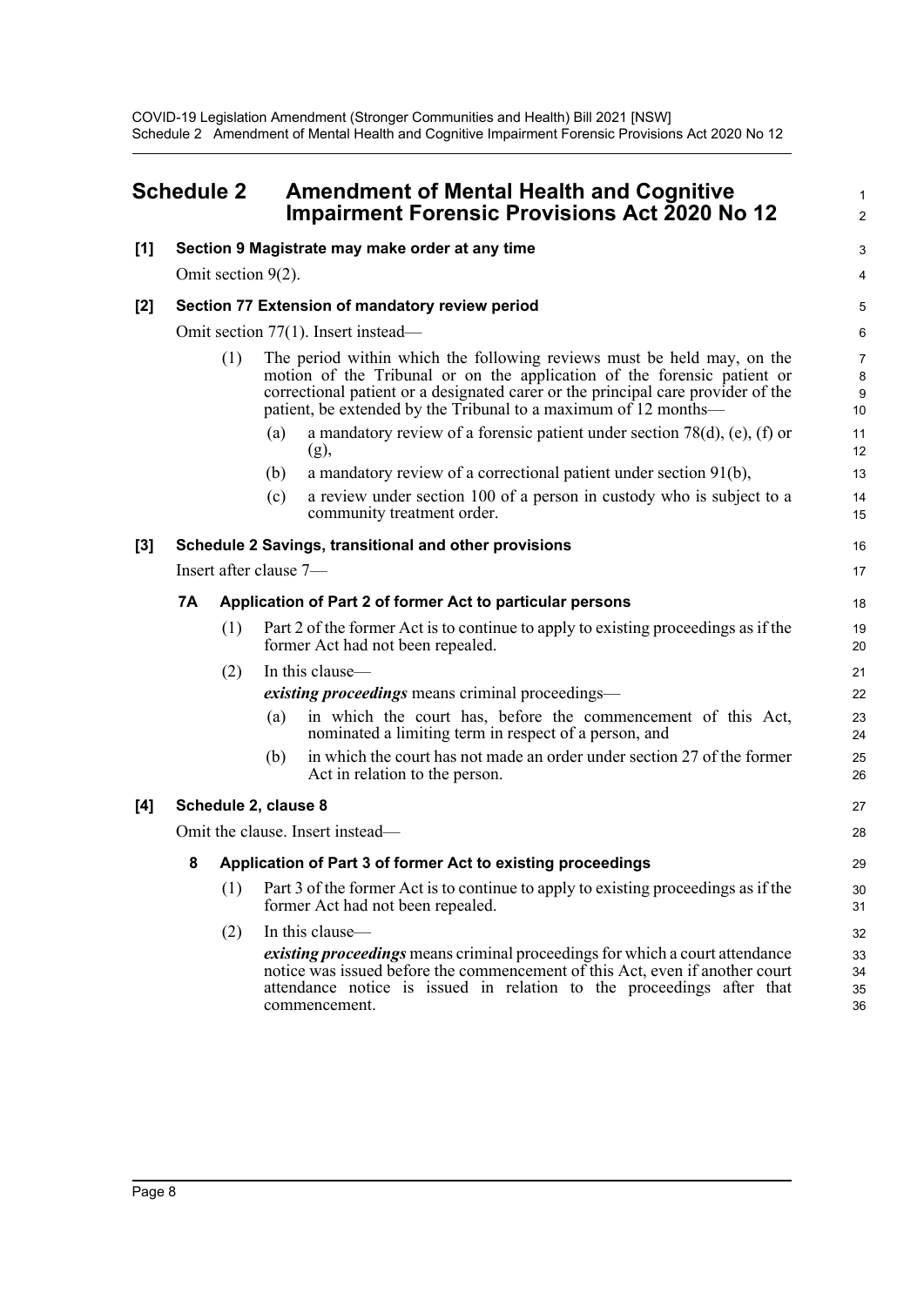# Schedule 2 Amendment of Mental Health and Cognitive Impairment Forensic Provisions Act 2020 No 12

**[1] Section 9 Magistrate may make order at any time**

Omit section 9(2).

**[2] Section 77 Extension of mandatory review period**

Omit section 77(1). Insert instead—

(1) The period within which the following reviews must be held may, on the motion of the Tribunal or on the application of the forensic patient or correctional patient or a designated carer or the principal care provider of the patient, be extended by the Tribunal to a maximum of 12 months—

(a) a mandatory review of a forensic patient under section 78(d), (e), (f) or (g),

(b) a mandatory review of a correctional patient under section 91(b),

(c) a review under section 100 of a person in custody who is subject to a community treatment order.

**[3] Schedule 2 Savings, transitional and other provisions**

Insert after clause 7—

**7A Application of Part 2 of former Act to particular persons**

(1) Part 2 of the former Act is to continue to apply to existing proceedings as if the former Act had not been repealed.

(2) In this clause—

***existing proceedings*** means criminal proceedings—

(a) in which the court has, before the commencement of this Act, nominated a limiting term in respect of a person, and

(b) in which the court has not made an order under section 27 of the former Act in relation to the person.

**[4] Schedule 2, clause 8**

Omit the clause. Insert instead—

**8 Application of Part 3 of former Act to existing proceedings**

(1) Part 3 of the former Act is to continue to apply to existing proceedings as if the former Act had not been repealed.

(2) In this clause—

***existing proceedings*** means criminal proceedings for which a court attendance notice was issued before the commencement of this Act, even if another court attendance notice is issued in relation to the proceedings after that commencement.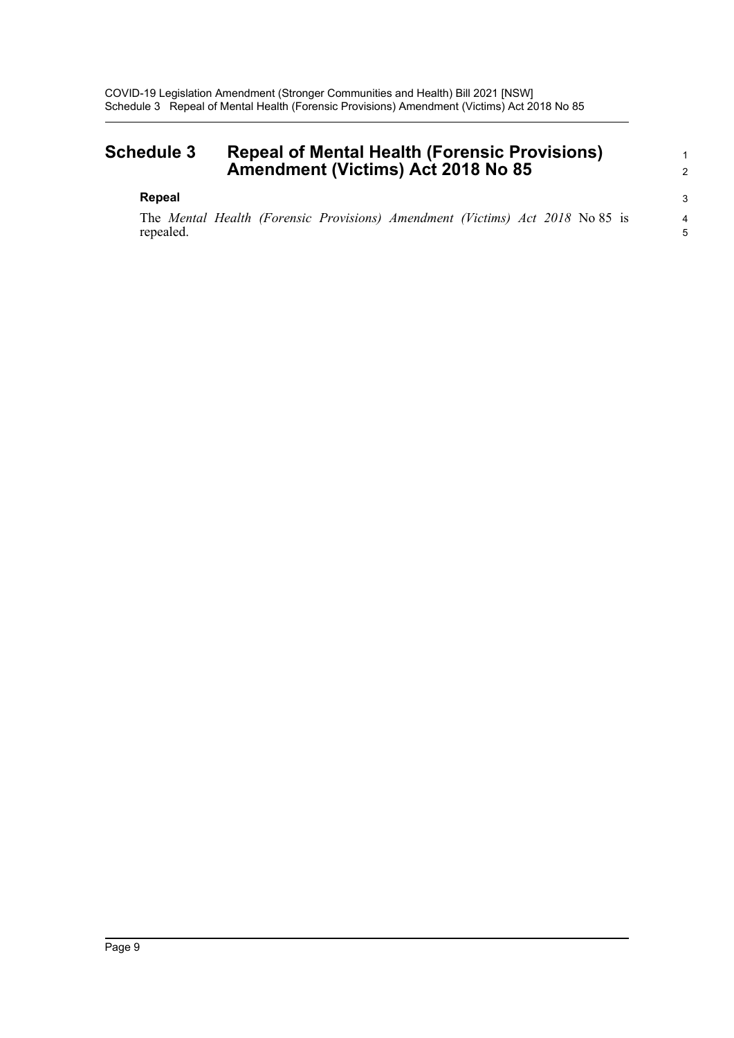# Schedule 3 Repeal of Mental Health (Forensic Provisions) Amendment (Victims) Act 2018 No 85

### Repeal

The *Mental Health (Forensic Provisions) Amendment (Victims) Act 2018* No 85 is repealed.